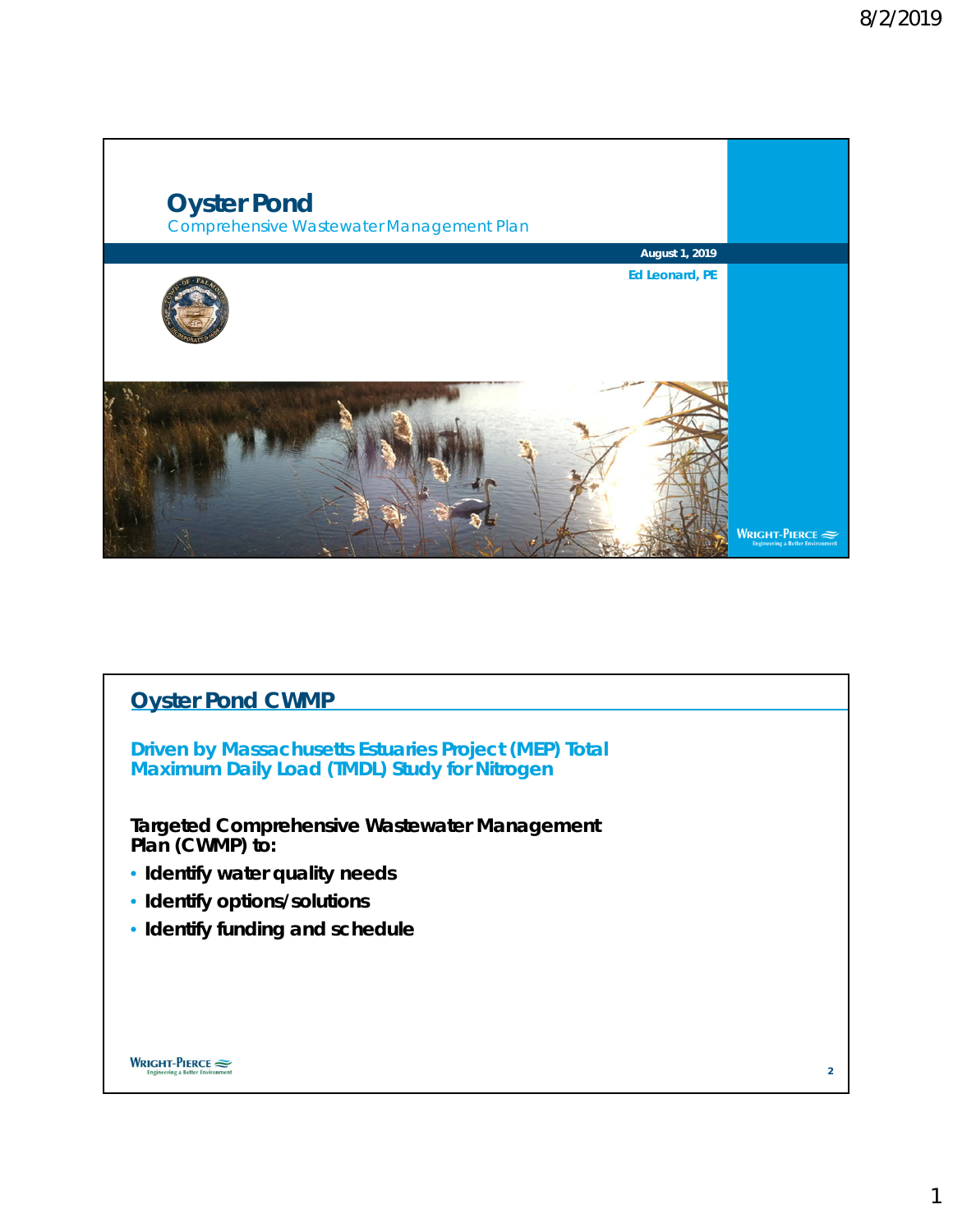# Oyster Pond

Comprehensive Wastewater Management Plan

**August 1, 2019**

**Ed Leonard, PE**

## Oyster Pond CWMP

**Driven by Massachusetts Estuaries Project (MEP) Total Maximum Daily Load (TMDL) Study for Nitrogen**

**Targeted Comprehensive Wastewater Management Plan (CWMP) to:**

- **Identify water quality needs**
- **Identify options/solutions**
- **Identify funding and schedule**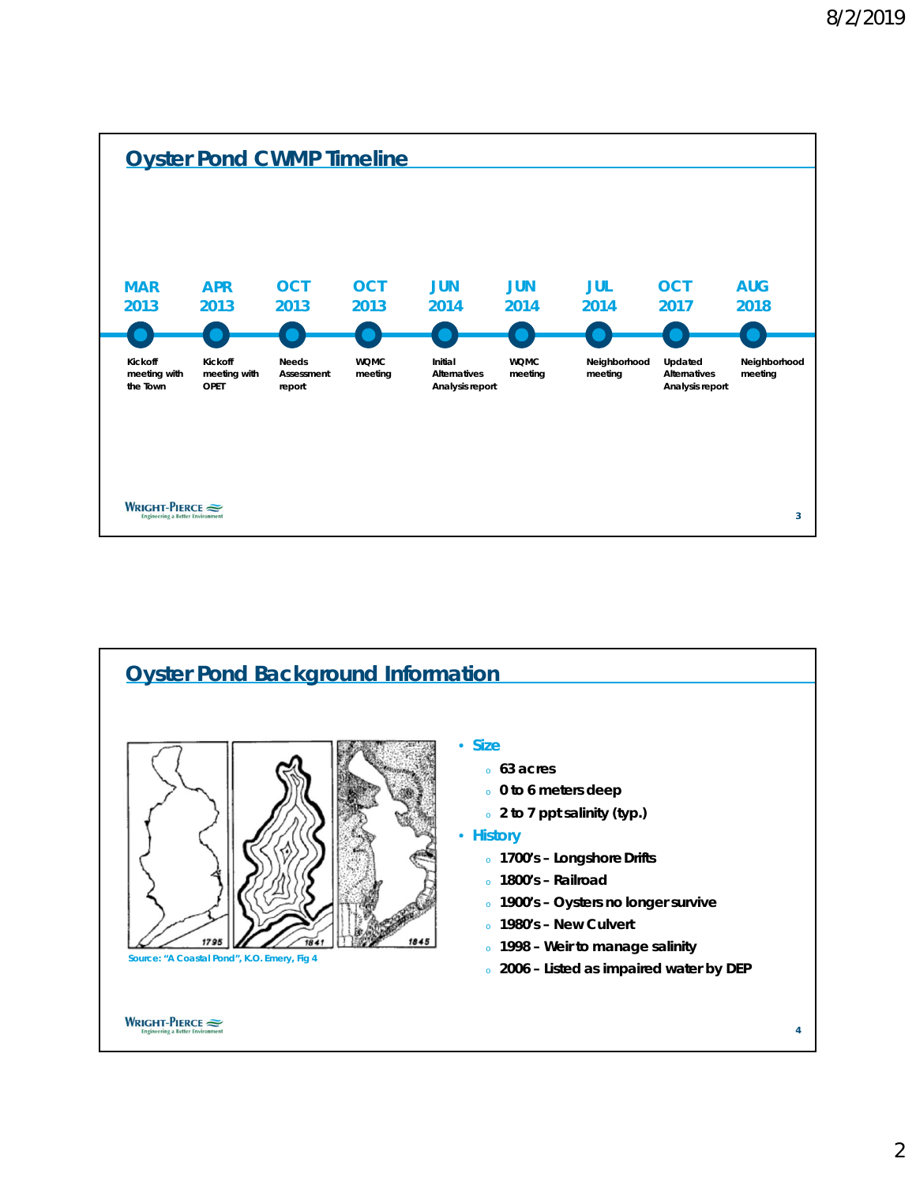## Oyster Pond CWMP Timeline

| Date | Event |
|---|---|
| MAR 2013 | Kickoff meeting with the Town |
| APR 2013 | Kickoff meeting with OPET |
| OCT 2013 | Needs Assessment report |
| OCT 2013 | WQMC meeting |
| JUN 2014 | Initial Alternatives Analysis report |
| JUN 2014 | WQMC meeting |
| JUL 2014 | Neighborhood meeting |
| OCT 2017 | Updated Alternatives Analysis report |
| AUG 2018 | Neighborhood meeting |

## Oyster Pond Background Information

Source: "A Coastal Pond", K.O. Emery, Fig 4

- **Size**
  - 63 acres
  - 0 to 6 meters deep
  - 2 to 7 ppt salinity (typ.)
- **History**
  - 1700's – Longshore Drifts
  - 1800's – Railroad
  - 1900's – Oysters no longer survive
  - 1980's – New Culvert
  - 1998 – Weir to manage salinity
  - 2006 – Listed as impaired water by DEP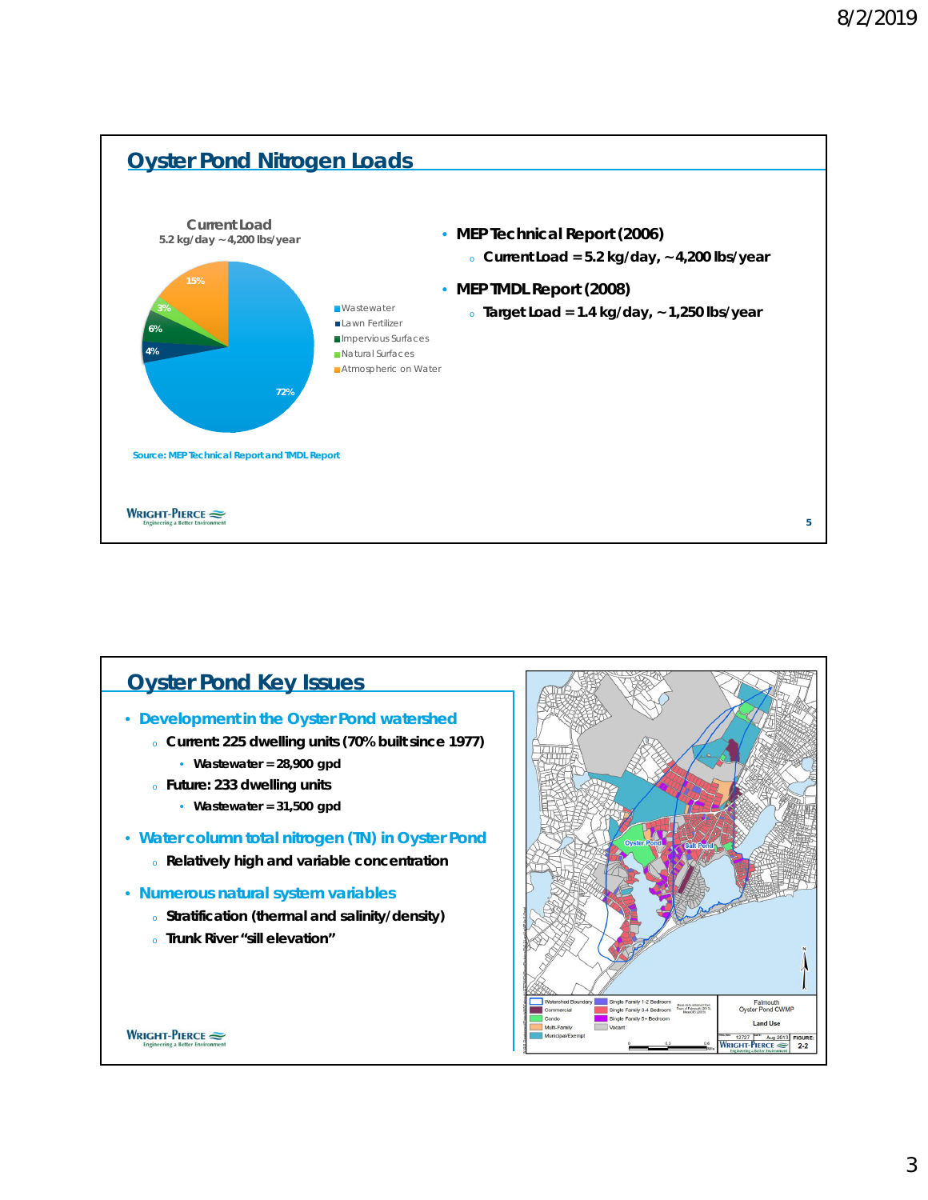## Oyster Pond Nitrogen Loads

**Current Load**
**5.2 kg/day ~4,200 lbs/year**

| Source | Percentage |
|---|---|
| Wastewater | 72% |
| Lawn Fertilizer | 4% |
| Impervious Surfaces | 6% |
| Natural Surfaces | 3% |
| Atmospheric on Water | 15% |

**Source: MEP Technical Report and TMDL Report**

- **MEP Technical Report (2006)**
  - **Current Load = 5.2 kg/day, ~4,200 lbs/year**
- **MEP TMDL Report (2008)**
  - **Target Load = 1.4 kg/day, ~1,250 lbs/year**

## Oyster Pond Key Issues

- **Development in the Oyster Pond watershed**
  - **Current: 225 dwelling units (70% built since 1977)**
    - **Wastewater = 28,900 gpd**
  - **Future: 233 dwelling units**
    - **Wastewater = 31,500 gpd**
- **Water column total nitrogen (TN) in Oyster Pond**
  - **Relatively high and variable concentration**
- **Numerous natural system variables**
  - **Stratification (thermal and salinity/density)**
  - **Trunk River "sill elevation"**

Falmouth Oyster Pond CWMP — Land Use — Figure 2-2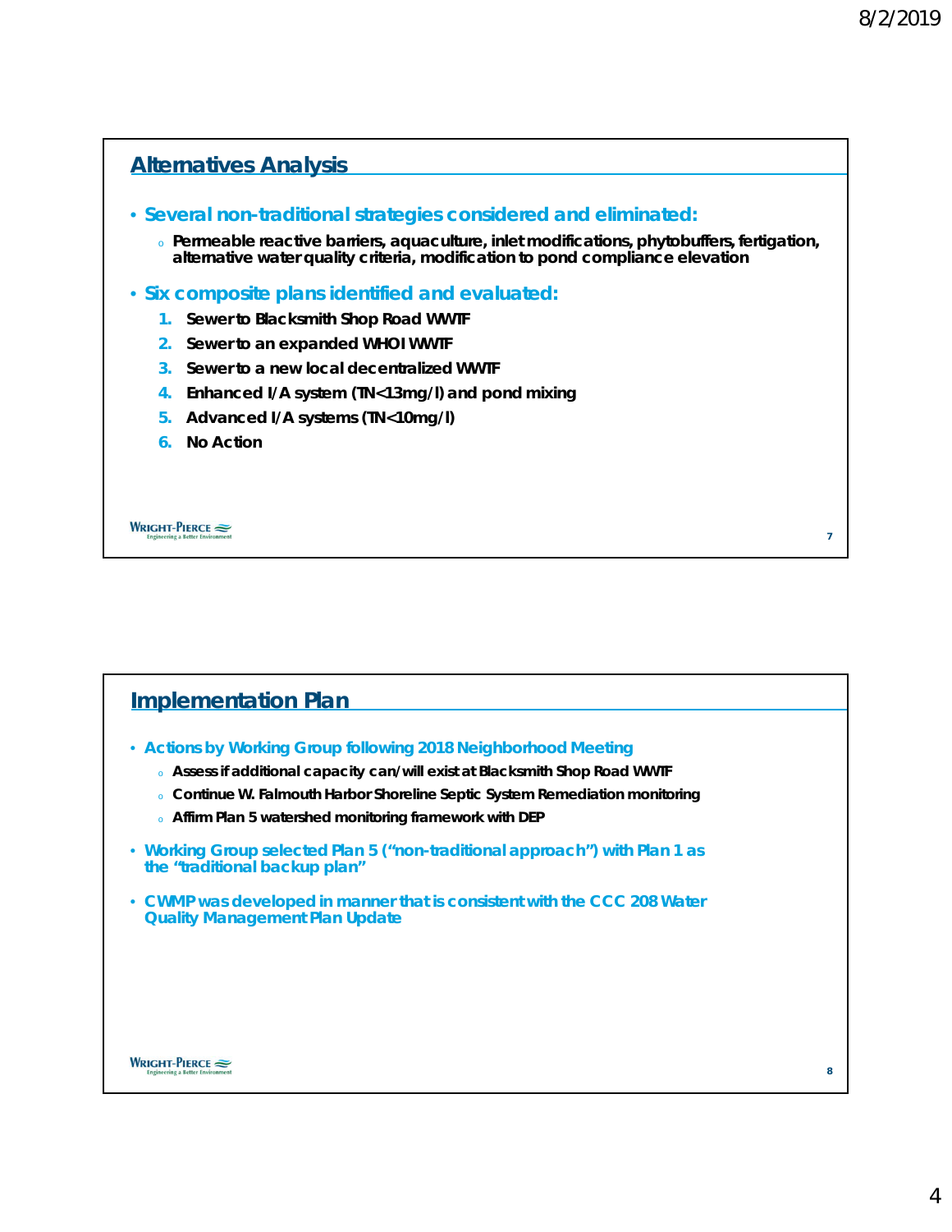## Alternatives Analysis

- **Several non-traditional strategies considered and eliminated:**
  - **Permeable reactive barriers, aquaculture, inlet modifications, phytobuffers, fertigation, alternative water quality criteria, modification to pond compliance elevation**
- **Six composite plans identified and evaluated:**
  1. **Sewer to Blacksmith Shop Road WWTF**
  2. **Sewer to an expanded WHOI WWTF**
  3. **Sewer to a new local decentralized WWTF**
  4. **Enhanced I/A system (TN<13mg/l) and pond mixing**
  5. **Advanced I/A systems (TN<10mg/l)**
  6. **No Action**

## Implementation Plan

- **Actions by Working Group following 2018 Neighborhood Meeting**
  - **Assess if additional capacity can/will exist at Blacksmith Shop Road WWTF**
  - **Continue W. Falmouth Harbor Shoreline Septic System Remediation monitoring**
  - **Affirm Plan 5 watershed monitoring framework with DEP**
- **Working Group selected Plan 5 ("non-traditional approach") with Plan 1 as the "traditional backup plan"**
- **CWMP was developed in manner that is consistent with the CCC 208 Water Quality Management Plan Update**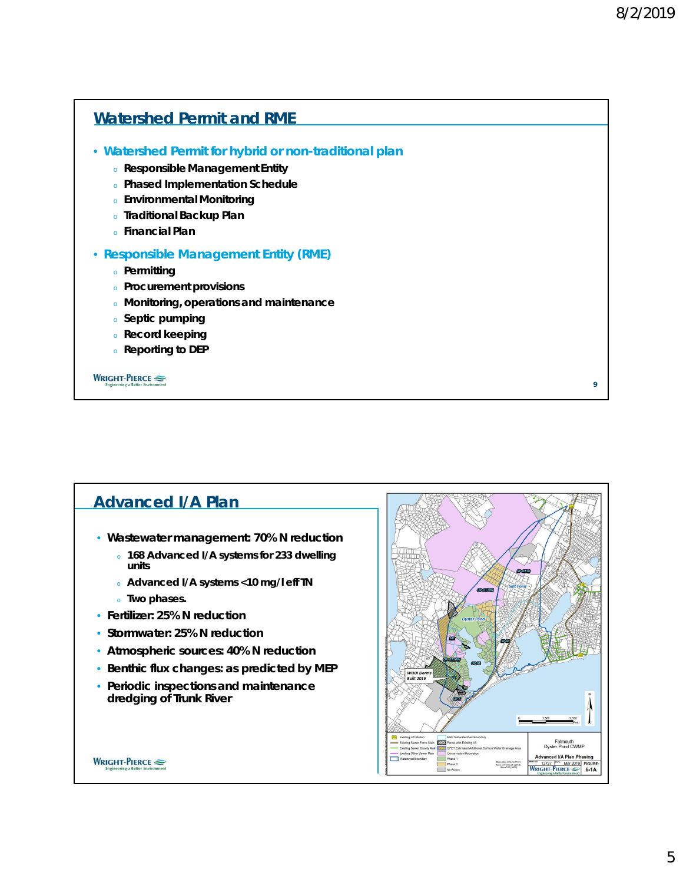## Watershed Permit and RME

- **Watershed Permit for hybrid or non-traditional plan**
  - **Responsible Management Entity**
  - **Phased Implementation Schedule**
  - **Environmental Monitoring**
  - **Traditional Backup Plan**
  - **Financial Plan**
- **Responsible Management Entity (RME)**
  - **Permitting**
  - **Procurement provisions**
  - **Monitoring, operations and maintenance**
  - **Septic pumping**
  - **Record keeping**
  - **Reporting to DEP**

## Advanced I/A Plan

- **Wastewater management: 70% N reduction**
  - **168 Advanced I/A systems for 233 dwelling units**
  - **Advanced I/A systems <10 mg/l eff TN**
  - **Two phases.**
- **Fertilizer: 25% N reduction**
- **Stormwater: 25% N reduction**
- **Atmospheric sources: 40% N reduction**
- **Benthic flux changes: as predicted by MEP**
- **Periodic inspections and maintenance dredging of Trunk River**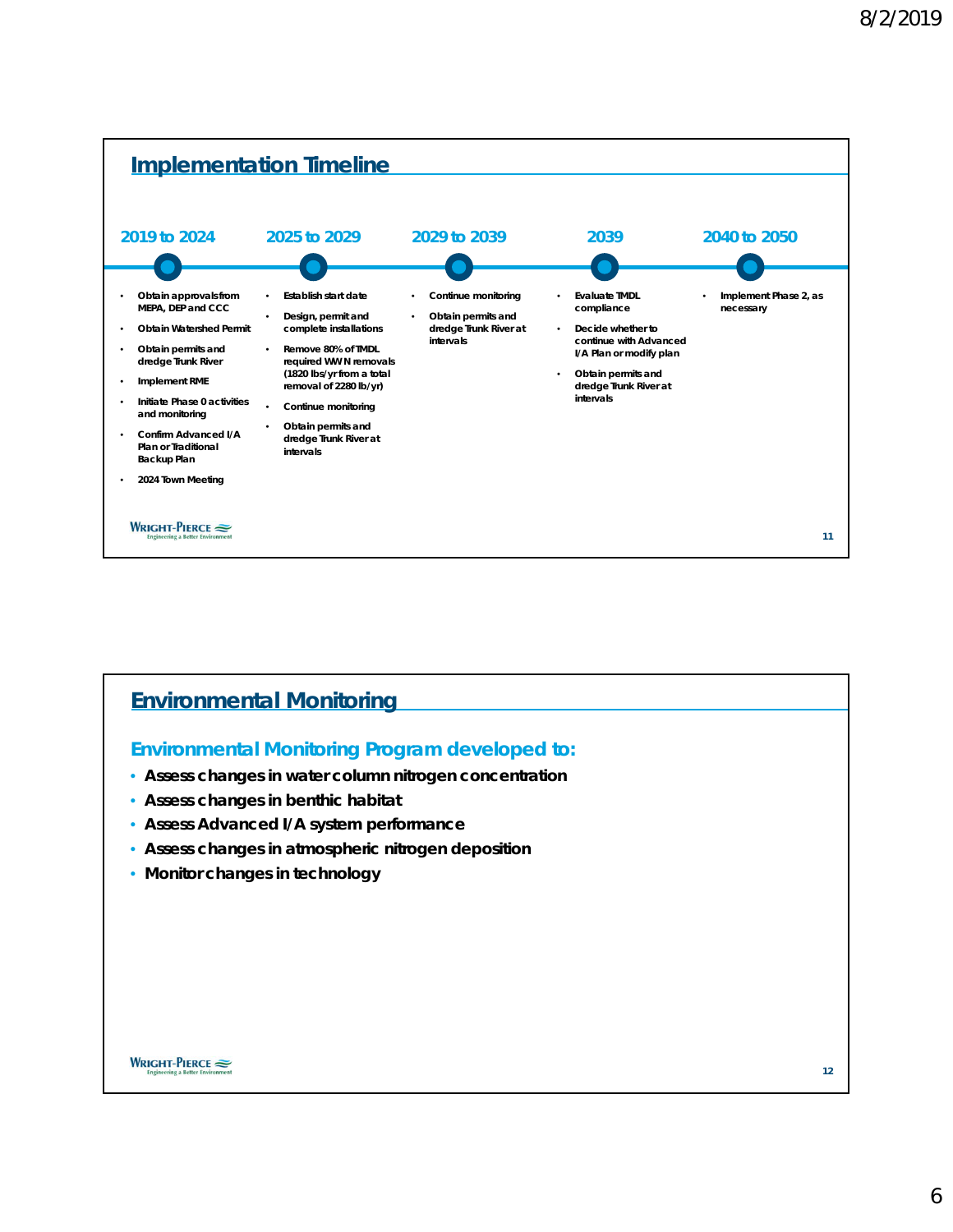## Implementation Timeline

### 2019 to 2024

- Obtain approvals from MEPA, DEP and CCC
- Obtain Watershed Permit
- Obtain permits and dredge Trunk River
- Implement RME
- Initiate Phase 0 activities and monitoring
- Confirm Advanced I/A Plan or Traditional Backup Plan
- 2024 Town Meeting

### 2025 to 2029

- Establish start date
- Design, permit and complete installations
- Remove 80% of TMDL required WW N removals (1820 lbs/yr from a total removal of 2280 lb/yr)
- Continue monitoring
- Obtain permits and dredge Trunk River at intervals

### 2029 to 2039

- Continue monitoring
- Obtain permits and dredge Trunk River at intervals

### 2039

- Evaluate TMDL compliance
- Decide whether to continue with Advanced I/A Plan or modify plan
- Obtain permits and dredge Trunk River at intervals

### 2040 to 2050

- Implement Phase 2, as necessary

## Environmental Monitoring

**Environmental Monitoring Program developed to:**

- Assess changes in water column nitrogen concentration
- Assess changes in benthic habitat
- Assess Advanced I/A system performance
- Assess changes in atmospheric nitrogen deposition
- Monitor changes in technology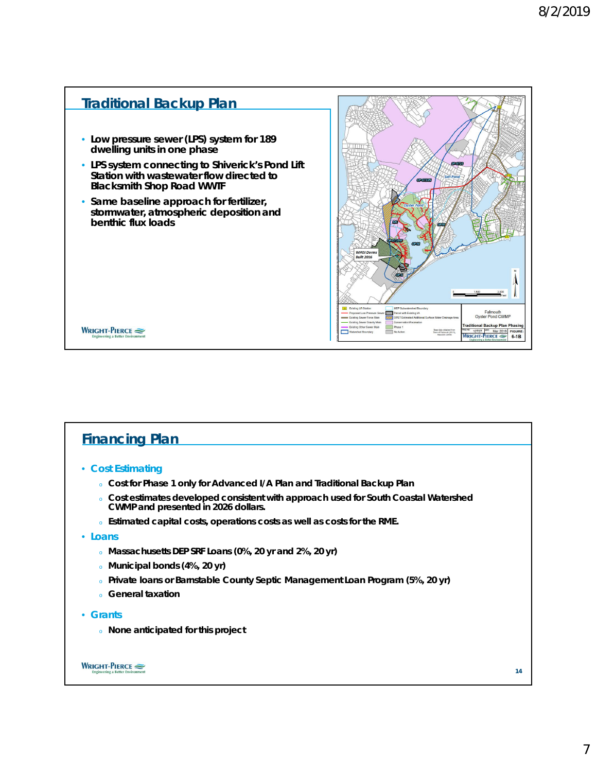## Traditional Backup Plan

- Low pressure sewer (LPS) system for 189 dwelling units in one phase
- LPS system connecting to Shiverick's Pond Lift Station with wastewater flow directed to Blacksmith Shop Road WWTF
- Same baseline approach for fertilizer, stormwater, atmospheric deposition and benthic flux loads

## Financing Plan

- **Cost Estimating**
  - Cost for Phase 1 only for Advanced I/A Plan and Traditional Backup Plan
  - Cost estimates developed consistent with approach used for South Coastal Watershed CWMP and presented in 2026 dollars.
  - Estimated capital costs, operations costs as well as costs for the RME.
- **Loans**
  - Massachusetts DEP SRF Loans (0%, 20 yr and 2%, 20 yr)
  - Municipal bonds (4%, 20 yr)
  - Private loans or Barnstable County Septic Management Loan Program (5%, 20 yr)
  - General taxation
- **Grants**
  - None anticipated for this project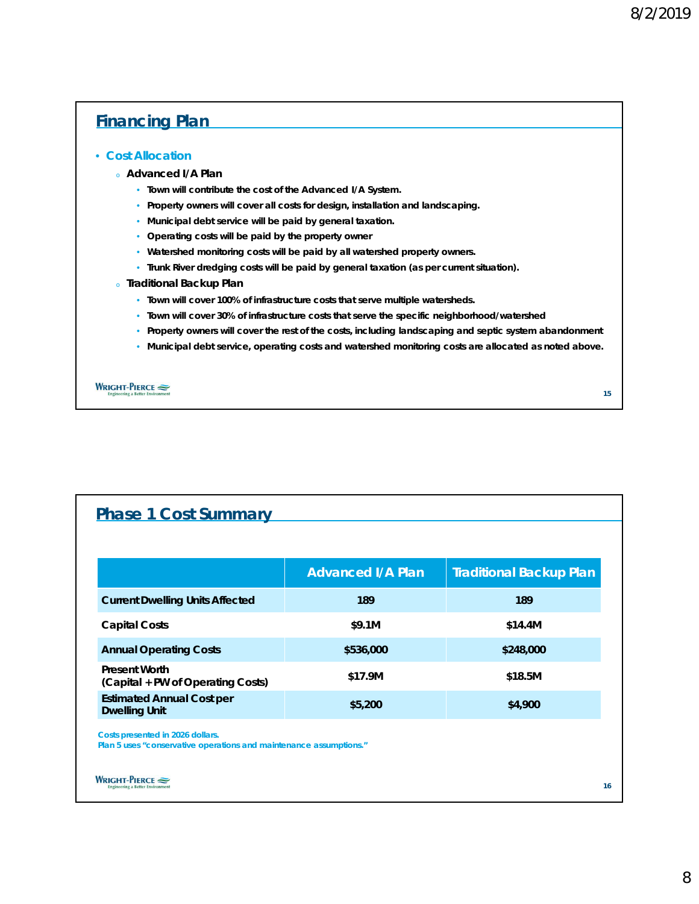## Financing Plan

- **Cost Allocation**
  - **Advanced I/A Plan**
    - **Town will contribute the cost of the Advanced I/A System.**
    - **Property owners will cover all costs for design, installation and landscaping.**
    - **Municipal debt service will be paid by general taxation.**
    - **Operating costs will be paid by the property owner**
    - **Watershed monitoring costs will be paid by all watershed property owners.**
    - **Trunk River dredging costs will be paid by general taxation (as per current situation).**
  - **Traditional Backup Plan**
    - **Town will cover 100% of infrastructure costs that serve multiple watersheds.**
    - **Town will cover 30% of infrastructure costs that serve the specific neighborhood/watershed**
    - **Property owners will cover the rest of the costs, including landscaping and septic system abandonment**
    - **Municipal debt service, operating costs and watershed monitoring costs are allocated as noted above.**

## Phase 1 Cost Summary

| | Advanced I/A Plan | Traditional Backup Plan |
|---|---|---|
| Current Dwelling Units Affected | 189 | 189 |
| Capital Costs | $9.1M | $14.4M |
| Annual Operating Costs | $536,000 | $248,000 |
| Present Worth (Capital + PW of Operating Costs) | $17.9M | $18.5M |
| Estimated Annual Cost per Dwelling Unit | $5,200 | $4,900 |

Costs presented in 2026 dollars.
Plan 5 uses "conservative operations and maintenance assumptions."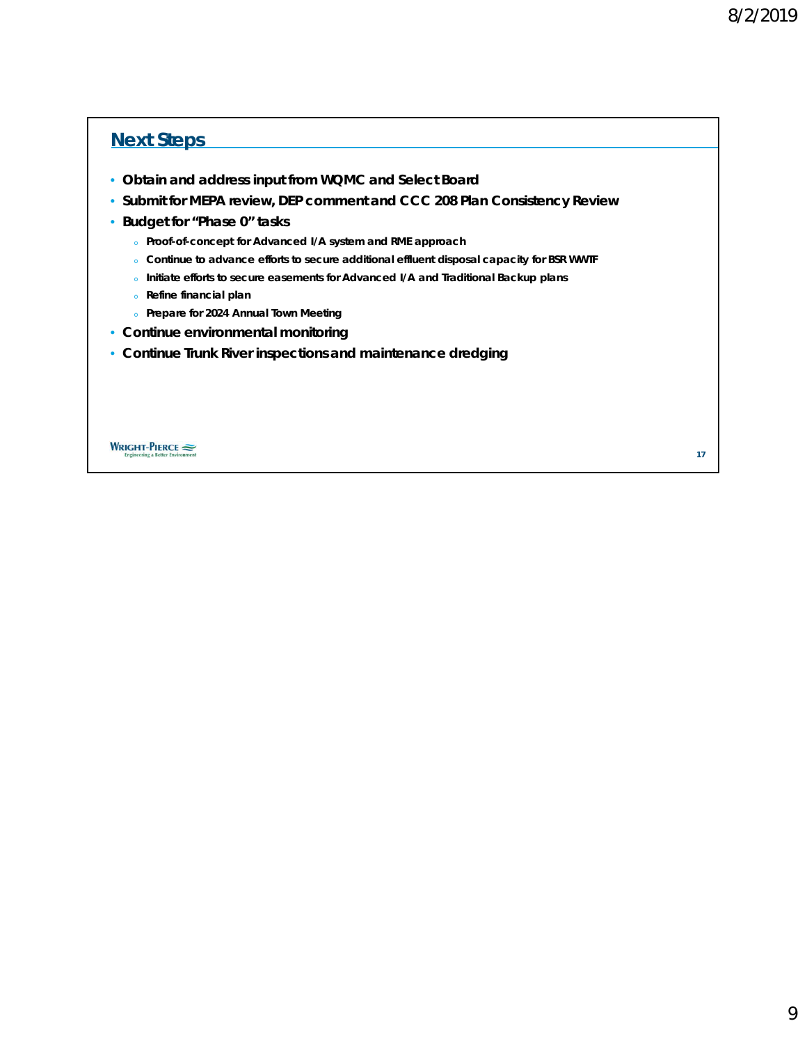## Next Steps

- Obtain and address input from WQMC and Select Board
- Submit for MEPA review, DEP comment and CCC 208 Plan Consistency Review
- Budget for "Phase 0" tasks
  - Proof-of-concept for Advanced I/A system and RME approach
  - Continue to advance efforts to secure additional effluent disposal capacity for BSR WWTF
  - Initiate efforts to secure easements for Advanced I/A and Traditional Backup plans
  - Refine financial plan
  - Prepare for 2024 Annual Town Meeting
- Continue environmental monitoring
- Continue Trunk River inspections and maintenance dredging

WRIGHT-PIERCE
Engineering a Better Environment